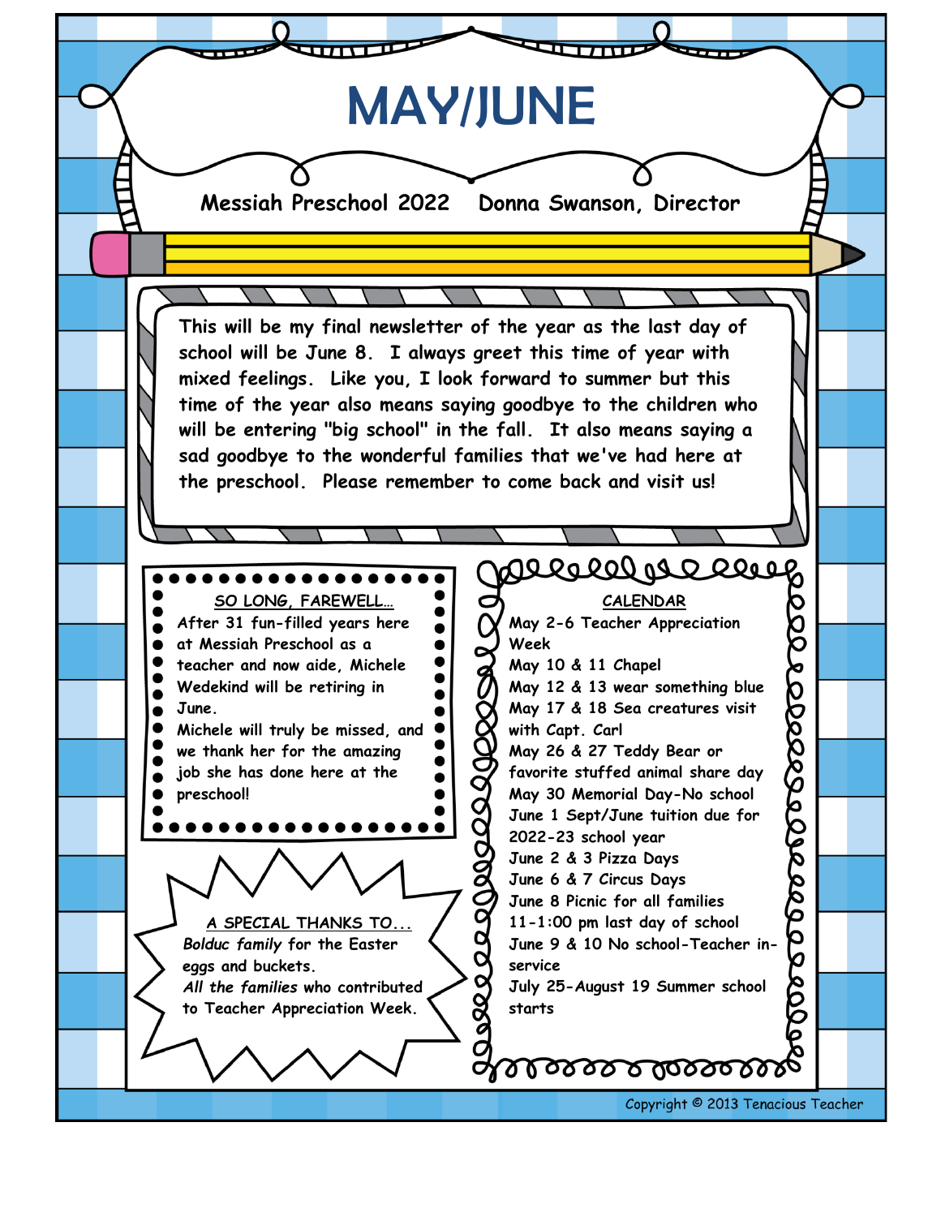# MAY/JUNE

**Messiah Preschool 2022 Donna Swanson, Director**

This will be my final newsletter of the year as the last day of school will be June 8. I always greet this time of year with mixed feelings. Like you, I look forward to summer but this time of the year also means saying goodbye to the children who will be entering "big school" in the fall. It also means saying a sad goodbye to the wonderful families that we've had here at the preschool. Please remember to come back and visit us!

## SO LONG, FAREWELL...

After 31 fun-filled years here at Messiah Preschool as a teacher and now aide, Michele Wedekind will be retiring in June.

Michele will truly be missed, and we thank her for the amazing job she has done here at the preschool!

## A SPECIAL THANKS TO...

*Bolduc family* for the Easter eggs and buckets.

*All the families* who contributed to Teacher Appreciation Week.

## CALENDAR

May 2-6 Teacher Appreciation Week
May 10 & 11 Chapel
May 12 & 13 wear something blue
May 17 & 18 Sea creatures visit with Capt. Carl
May 26 & 27 Teddy Bear or favorite stuffed animal share day
May 30 Memorial Day-No school
June 1 Sept/June tuition due for 2022-23 school year
June 2 & 3 Pizza Days
June 6 & 7 Circus Days
June 8 Picnic for all families 11-1:00 pm last day of school
June 9 & 10 No school-Teacher in-service
July 25-August 19 Summer school starts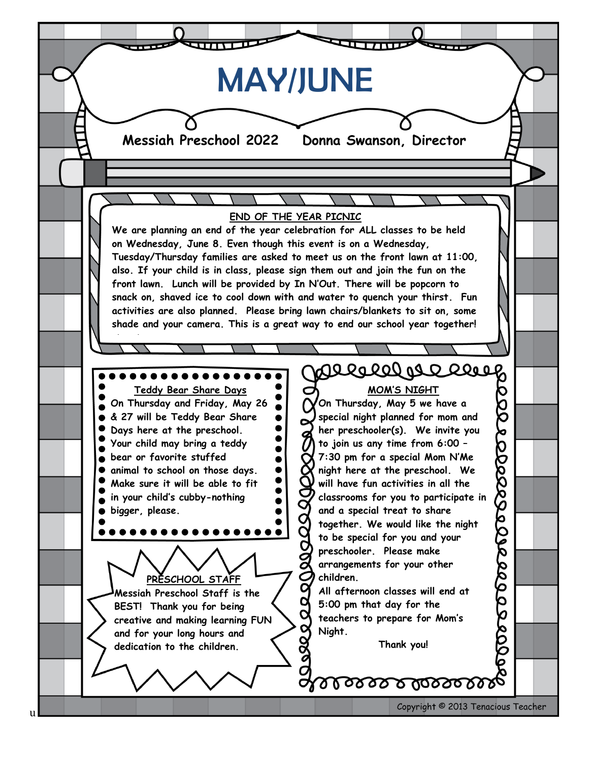# MAY/JUNE

**Messiah Preschool 2022 Donna Swanson, Director**

## END OF THE YEAR PICNIC

We are planning an end of the year celebration for ALL classes to be held on Wednesday, June 8. Even though this event is on a Wednesday, Tuesday/Thursday families are asked to meet us on the front lawn at 11:00, also. If your child is in class, please sign them out and join the fun on the front lawn. Lunch will be provided by In N'Out. There will be popcorn to snack on, shaved ice to cool down with and water to quench your thirst. Fun activities are also planned. Please bring lawn chairs/blankets to sit on, some shade and your camera. This is a great way to end our school year together!

## Teddy Bear Share Days

On Thursday and Friday, May 26 & 27 will be Teddy Bear Share Days here at the preschool. Your child may bring a teddy bear or favorite stuffed animal to school on those days. Make sure it will be able to fit in your child's cubby-nothing bigger, please.

## PRESCHOOL STAFF

Messiah Preschool Staff is the BEST! Thank you for being creative and making learning FUN and for your long hours and dedication to the children.

## MOM'S NIGHT

On Thursday, May 5 we have a special night planned for mom and her preschooler(s). We invite you to join us any time from 6:00 – 7:30 pm for a special Mom N'Me night here at the preschool. We will have fun activities in all the classrooms for you to participate in and a special treat to share together. We would like the night to be special for you and your preschooler. Please make arrangements for your other children.

All afternoon classes will end at 5:00 pm that day for the teachers to prepare for Mom's Night.

Thank you!

Copyright © 2013 Tenacious Teacher